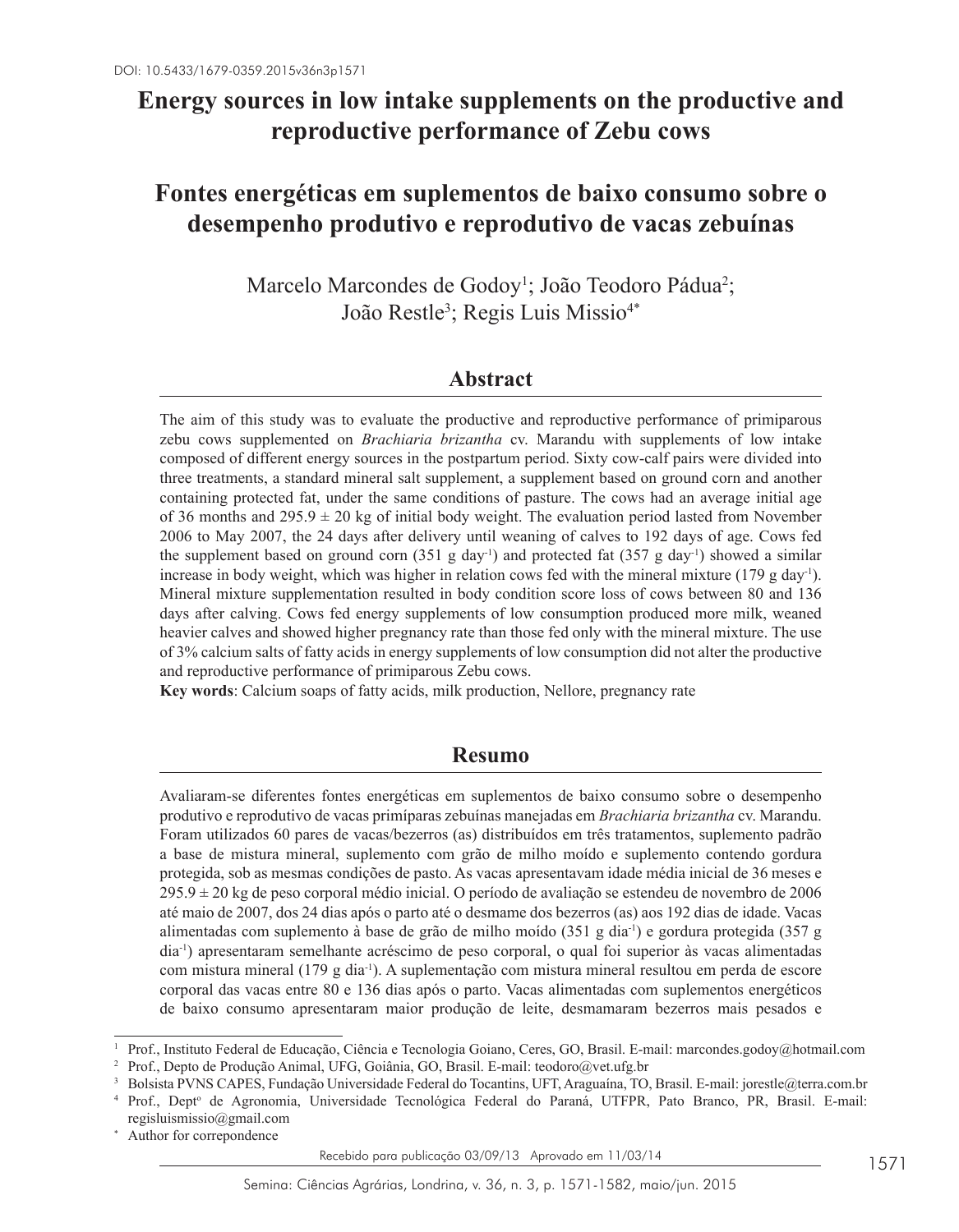DOI: 10.5433/1679-0359.2015v36n3p1571

# Energy sources in low intake supplements on the productive and reproductive performance of Zebu cows

# Fontes energéticas em suplementos de baixo consumo sobre o desempenho produtivo e reprodutivo de vacas zebuínas

Marcelo Marcondes de Godoy[1]; João Teodoro Pádua[2]; João Restle[3]; Regis Luis Missio[4*]

## Abstract

The aim of this study was to evaluate the productive and reproductive performance of primiparous zebu cows supplemented on *Brachiaria brizantha* cv. Marandu with supplements of low intake composed of different energy sources in the postpartum period. Sixty cow-calf pairs were divided into three treatments, a standard mineral salt supplement, a supplement based on ground corn and another containing protected fat, under the same conditions of pasture. The cows had an average initial age of 36 months and 295.9 ± 20 kg of initial body weight. The evaluation period lasted from November 2006 to May 2007, the 24 days after delivery until weaning of calves to 192 days of age. Cows fed the supplement based on ground corn (351 g day$^{-1}$) and protected fat (357 g day$^{-1}$) showed a similar increase in body weight, which was higher in relation cows fed with the mineral mixture (179 g day$^{-1}$). Mineral mixture supplementation resulted in body condition score loss of cows between 80 and 136 days after calving. Cows fed energy supplements of low consumption produced more milk, weaned heavier calves and showed higher pregnancy rate than those fed only with the mineral mixture. The use of 3% calcium salts of fatty acids in energy supplements of low consumption did not alter the productive and reproductive performance of primiparous Zebu cows.

**Key words**: Calcium soaps of fatty acids, milk production, Nellore, pregnancy rate

## Resumo

Avaliaram-se diferentes fontes energéticas em suplementos de baixo consumo sobre o desempenho produtivo e reprodutivo de vacas primíparas zebuínas manejadas em *Brachiaria brizantha* cv. Marandu. Foram utilizados 60 pares de vacas/bezerros (as) distribuídos em três tratamentos, suplemento padrão a base de mistura mineral, suplemento com grão de milho moído e suplemento contendo gordura protegida, sob as mesmas condições de pasto. As vacas apresentavam idade média inicial de 36 meses e 295.9 ± 20 kg de peso corporal médio inicial. O período de avaliação se estendeu de novembro de 2006 até maio de 2007, dos 24 dias após o parto até o desmame dos bezerros (as) aos 192 dias de idade. Vacas alimentadas com suplemento à base de grão de milho moído (351 g dia$^{-1}$) e gordura protegida (357 g dia$^{-1}$) apresentaram semelhante acréscimo de peso corporal, o qual foi superior às vacas alimentadas com mistura mineral (179 g dia$^{-1}$). A suplementação com mistura mineral resultou em perda de escore corporal das vacas entre 80 e 136 dias após o parto. Vacas alimentadas com suplementos energéticos de baixo consumo apresentaram maior produção de leite, desmamaram bezerros mais pesados e

---

[1] Prof., Instituto Federal de Educação, Ciência e Tecnologia Goiano, Ceres, GO, Brasil. E-mail: marcondes.godoy@hotmail.com

[2] Prof., Depto de Produção Animal, UFG, Goiânia, GO, Brasil. E-mail: teodoro@vet.ufg.br

[3] Bolsista PVNS CAPES, Fundação Universidade Federal do Tocantins, UFT, Araguaína, TO, Brasil. E-mail: jorestle@terra.com.br

[4] Prof., Deptº de Agronomia, Universidade Tecnológica Federal do Paraná, UTFPR, Pato Branco, PR, Brasil. E-mail: regisluismissio@gmail.com

[*] Author for correpondence

Recebido para publicação 03/09/13 Aprovado em 11/03/14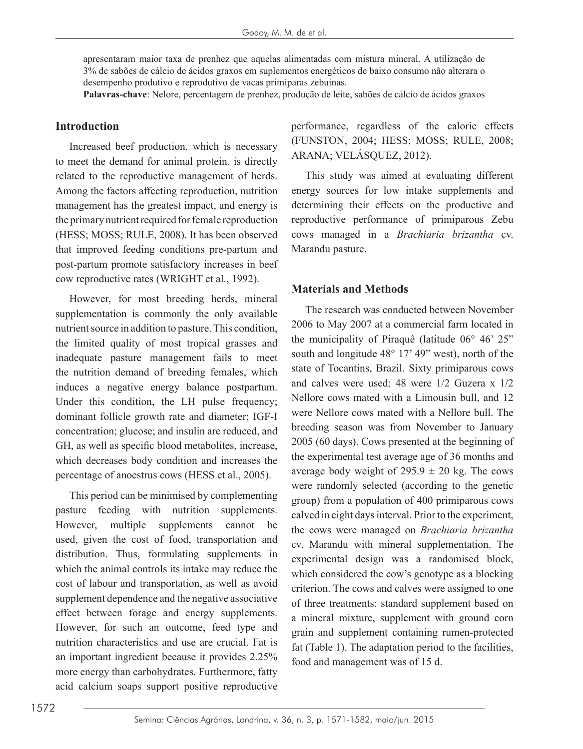apresentaram maior taxa de prenhez que aquelas alimentadas com mistura mineral. A utilização de 3% de sabões de cálcio de ácidos graxos em suplementos energéticos de baixo consumo não alterara o desempenho produtivo e reprodutivo de vacas primíparas zebuínas.

**Palavras-chave**: Nelore, percentagem de prenhez, produção de leite, sabões de cálcio de ácidos graxos

## Introduction

Increased beef production, which is necessary to meet the demand for animal protein, is directly related to the reproductive management of herds. Among the factors affecting reproduction, nutrition management has the greatest impact, and energy is the primary nutrient required for female reproduction (HESS; MOSS; RULE, 2008). It has been observed that improved feeding conditions pre-partum and post-partum promote satisfactory increases in beef cow reproductive rates (WRIGHT et al., 1992).

However, for most breeding herds, mineral supplementation is commonly the only available nutrient source in addition to pasture. This condition, the limited quality of most tropical grasses and inadequate pasture management fails to meet the nutrition demand of breeding females, which induces a negative energy balance postpartum. Under this condition, the LH pulse frequency; dominant follicle growth rate and diameter; IGF-I concentration; glucose; and insulin are reduced, and GH, as well as specific blood metabolites, increase, which decreases body condition and increases the percentage of anoestrus cows (HESS et al., 2005).

This period can be minimised by complementing pasture feeding with nutrition supplements. However, multiple supplements cannot be used, given the cost of food, transportation and distribution. Thus, formulating supplements in which the animal controls its intake may reduce the cost of labour and transportation, as well as avoid supplement dependence and the negative associative effect between forage and energy supplements. However, for such an outcome, feed type and nutrition characteristics and use are crucial. Fat is an important ingredient because it provides 2.25% more energy than carbohydrates. Furthermore, fatty acid calcium soaps support positive reproductive performance, regardless of the caloric effects (FUNSTON, 2004; HESS; MOSS; RULE, 2008; ARANA; VELÁSQUEZ, 2012).

This study was aimed at evaluating different energy sources for low intake supplements and determining their effects on the productive and reproductive performance of primiparous Zebu cows managed in a *Brachiaria brizantha* cv. Marandu pasture.

## Materials and Methods

The research was conducted between November 2006 to May 2007 at a commercial farm located in the municipality of Piraquê (latitude 06° 46' 25" south and longitude 48° 17' 49" west), north of the state of Tocantins, Brazil. Sixty primiparous cows and calves were used; 48 were 1/2 Guzera x 1/2 Nellore cows mated with a Limousin bull, and 12 were Nellore cows mated with a Nellore bull. The breeding season was from November to January 2005 (60 days). Cows presented at the beginning of the experimental test average age of 36 months and average body weight of 295.9 ± 20 kg. The cows were randomly selected (according to the genetic group) from a population of 400 primiparous cows calved in eight days interval. Prior to the experiment, the cows were managed on *Brachiaria brizantha* cv. Marandu with mineral supplementation. The experimental design was a randomised block, which considered the cow's genotype as a blocking criterion. The cows and calves were assigned to one of three treatments: standard supplement based on a mineral mixture, supplement with ground corn grain and supplement containing rumen-protected fat (Table 1). The adaptation period to the facilities, food and management was of 15 d.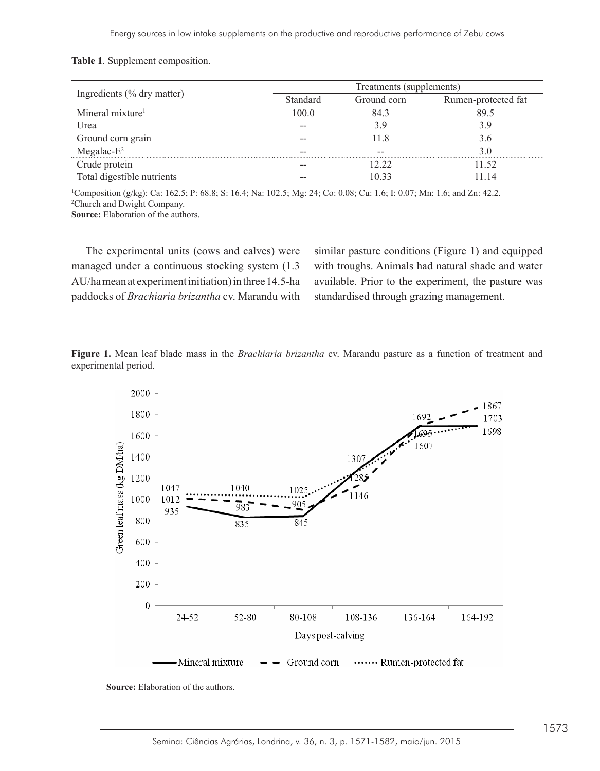**Table 1**. Supplement composition.

| Ingredients (% dry matter) | Treatments (supplements) | | |
|---|---|---|---|
| | Standard | Ground corn | Rumen-protected fat |
| Mineral mixture[1] | 100.0 | 84.3 | 89.5 |
| Urea | -- | 3.9 | 3.9 |
| Ground corn grain | -- | 11.8 | 3.6 |
| Megalac-E[2] | -- | -- | 3.0 |
| Crude protein | -- | 12.22 | 11.52 |
| Total digestible nutrients | -- | 10.33 | 11.14 |

[1]Composition (g/kg): Ca: 162.5; P: 68.8; S: 16.4; Na: 102.5; Mg: 24; Co: 0.08; Cu: 1.6; I: 0.07; Mn: 1.6; and Zn: 42.2.
[2]Church and Dwight Company.
**Source:** Elaboration of the authors.

The experimental units (cows and calves) were managed under a continuous stocking system (1.3 AU/ha mean at experiment initiation) in three 14.5-ha paddocks of *Brachiaria brizantha* cv. Marandu with similar pasture conditions (Figure 1) and equipped with troughs. Animals had natural shade and water available. Prior to the experiment, the pasture was standardised through grazing management.

**Figure 1.** Mean leaf blade mass in the *Brachiaria brizantha* cv. Marandu pasture as a function of treatment and experimental period.

**Source:** Elaboration of the authors.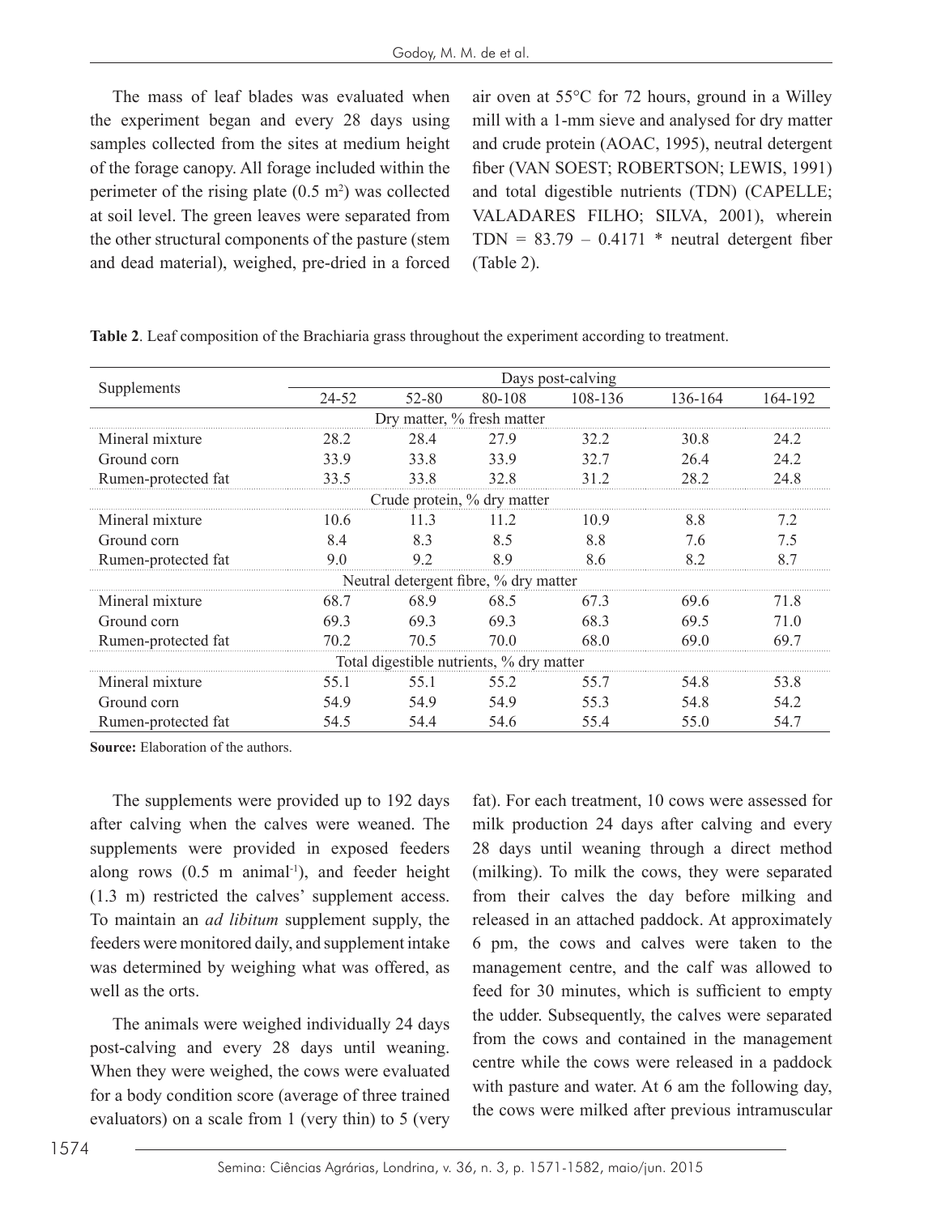The mass of leaf blades was evaluated when the experiment began and every 28 days using samples collected from the sites at medium height of the forage canopy. All forage included within the perimeter of the rising plate (0.5 $m^2$) was collected at soil level. The green leaves were separated from the other structural components of the pasture (stem and dead material), weighed, pre-dried in a forced air oven at 55°C for 72 hours, ground in a Willey mill with a 1-mm sieve and analysed for dry matter and crude protein (AOAC, 1995), neutral detergent fiber (VAN SOEST; ROBERTSON; LEWIS, 1991) and total digestible nutrients (TDN) (CAPELLE; VALADARES FILHO; SILVA, 2001), wherein TDN = 83.79 – 0.4171 * neutral detergent fiber (Table 2).

**Table 2**. Leaf composition of the Brachiaria grass throughout the experiment according to treatment.

| Supplements | Days post-calving | | | | | |
|---|---|---|---|---|---|---|
| | 24-52 | 52-80 | 80-108 | 108-136 | 136-164 | 164-192 |
| Dry matter, % fresh matter | | | | | | |
| Mineral mixture | 28.2 | 28.4 | 27.9 | 32.2 | 30.8 | 24.2 |
| Ground corn | 33.9 | 33.8 | 33.9 | 32.7 | 26.4 | 24.2 |
| Rumen-protected fat | 33.5 | 33.8 | 32.8 | 31.2 | 28.2 | 24.8 |
| Crude protein, % dry matter | | | | | | |
| Mineral mixture | 10.6 | 11.3 | 11.2 | 10.9 | 8.8 | 7.2 |
| Ground corn | 8.4 | 8.3 | 8.5 | 8.8 | 7.6 | 7.5 |
| Rumen-protected fat | 9.0 | 9.2 | 8.9 | 8.6 | 8.2 | 8.7 |
| Neutral detergent fibre, % dry matter | | | | | | |
| Mineral mixture | 68.7 | 68.9 | 68.5 | 67.3 | 69.6 | 71.8 |
| Ground corn | 69.3 | 69.3 | 69.3 | 68.3 | 69.5 | 71.0 |
| Rumen-protected fat | 70.2 | 70.5 | 70.0 | 68.0 | 69.0 | 69.7 |
| Total digestible nutrients, % dry matter | | | | | | |
| Mineral mixture | 55.1 | 55.1 | 55.2 | 55.7 | 54.8 | 53.8 |
| Ground corn | 54.9 | 54.9 | 54.9 | 55.3 | 54.8 | 54.2 |
| Rumen-protected fat | 54.5 | 54.4 | 54.6 | 55.4 | 55.0 | 54.7 |

**Source:** Elaboration of the authors.

The supplements were provided up to 192 days after calving when the calves were weaned. The supplements were provided in exposed feeders along rows (0.5 m $animal^{-1}$), and feeder height (1.3 m) restricted the calves' supplement access. To maintain an *ad libitum* supplement supply, the feeders were monitored daily, and supplement intake was determined by weighing what was offered, as well as the orts.

The animals were weighed individually 24 days post-calving and every 28 days until weaning. When they were weighed, the cows were evaluated for a body condition score (average of three trained evaluators) on a scale from 1 (very thin) to 5 (very fat). For each treatment, 10 cows were assessed for milk production 24 days after calving and every 28 days until weaning through a direct method (milking). To milk the cows, they were separated from their calves the day before milking and released in an attached paddock. At approximately 6 pm, the cows and calves were taken to the management centre, and the calf was allowed to feed for 30 minutes, which is sufficient to empty the udder. Subsequently, the calves were separated from the cows and contained in the management centre while the cows were released in a paddock with pasture and water. At 6 am the following day, the cows were milked after previous intramuscular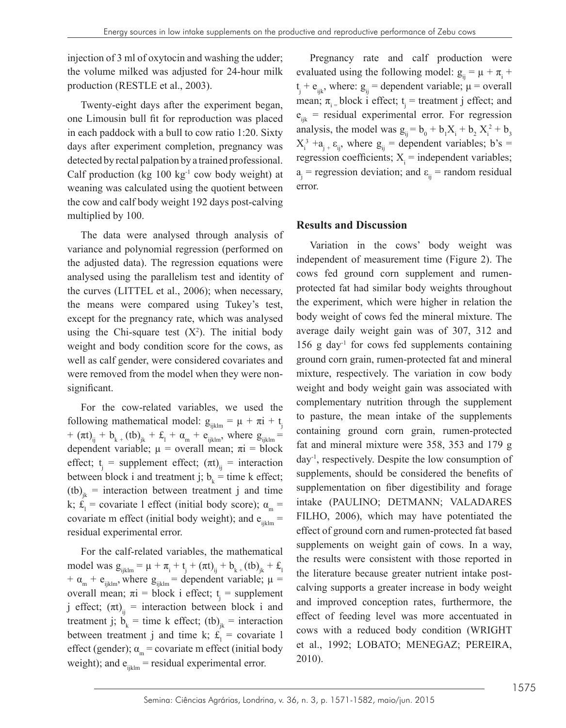injection of 3 ml of oxytocin and washing the udder; the volume milked was adjusted for 24-hour milk production (RESTLE et al., 2003).

Twenty-eight days after the experiment began, one Limousin bull fit for reproduction was placed in each paddock with a bull to cow ratio 1:20. Sixty days after experiment completion, pregnancy was detected by rectal palpation by a trained professional. Calf production (kg 100 kg$^{-1}$ cow body weight) at weaning was calculated using the quotient between the cow and calf body weight 192 days post-calving multiplied by 100.

The data were analysed through analysis of variance and polynomial regression (performed on the adjusted data). The regression equations were analysed using the parallelism test and identity of the curves (LITTEL et al., 2006); when necessary, the means were compared using Tukey's test, except for the pregnancy rate, which was analysed using the Chi-square test ($X^2$). The initial body weight and body condition score for the cows, as well as calf gender, were considered covariates and were removed from the model when they were non-significant.

For the cow-related variables, we used the following mathematical model: $g_{ijklm} = \mu + \pi i + t_j + (\pi t)_{ij} + b_k + (tb)_{jk} + £_l + \alpha_m + e_{ijklm}$, where $g_{ijklm}$ = dependent variable; $\mu$ = overall mean; $\pi i$ = block effect; $t_j$ = supplement effect; $(\pi t)_{ij}$ = interaction between block i and treatment j; $b_k$ = time k effect; $(tb)_{jk}$ = interaction between treatment j and time k; $£_l$ = covariate l effect (initial body score); $\alpha_m$ = covariate m effect (initial body weight); and $e_{ijklm}$ = residual experimental error.

For the calf-related variables, the mathematical model was $g_{ijklm} = \mu + \pi_i + t_j + (\pi t)_{ij} + b_k + (tb)_{jk} + £_l + \alpha_m + e_{ijklm}$, where $g_{ijklm}$ = dependent variable; $\mu$ = overall mean; $\pi i$ = block i effect; $t_j$ = supplement j effect; $(\pi t)_{ij}$ = interaction between block i and treatment j; $b_k$ = time k effect; $(tb)_{jk}$ = interaction between treatment j and time k; $£_l$ = covariate l effect (gender); $\alpha_m$ = covariate m effect (initial body weight); and $e_{ijklm}$ = residual experimental error.

Pregnancy rate and calf production were evaluated using the following model: $g_{ij} = \mu + \pi_i + t_j + e_{ijk}$, where: $g_{ij}$ = dependent variable; $\mu$ = overall mean; $\pi_i$ = block i effect; $t_j$ = treatment j effect; and $e_{ijk}$ = residual experimental error. For regression analysis, the model was $g_{ij} = b_0 + b_1X_i + b_2 X_i^2 + b_3 X_i^3 + a_j + \varepsilon_{ij}$, where $g_{ij}$ = dependent variables; b's = regression coefficients; $X_i$ = independent variables; $a_j$ = regression deviation; and $\varepsilon_{ij}$ = random residual error.

## Results and Discussion

Variation in the cows' body weight was independent of measurement time (Figure 2). The cows fed ground corn supplement and rumen-protected fat had similar body weights throughout the experiment, which were higher in relation the body weight of cows fed the mineral mixture. The average daily weight gain was of 307, 312 and 156 g day$^{-1}$ for cows fed supplements containing ground corn grain, rumen-protected fat and mineral mixture, respectively. The variation in cow body weight and body weight gain was associated with complementary nutrition through the supplement to pasture, the mean intake of the supplements containing ground corn grain, rumen-protected fat and mineral mixture were 358, 353 and 179 g day$^{-1}$, respectively. Despite the low consumption of supplements, should be considered the benefits of supplementation on fiber digestibility and forage intake (PAULINO; DETMANN; VALADARES FILHO, 2006), which may have potentiated the effect of ground corn and rumen-protected fat based supplements on weight gain of cows. In a way, the results were consistent with those reported in the literature because greater nutrient intake post-calving supports a greater increase in body weight and improved conception rates, furthermore, the effect of feeding level was more accentuated in cows with a reduced body condition (WRIGHT et al., 1992; LOBATO; MENEGAZ; PEREIRA, 2010).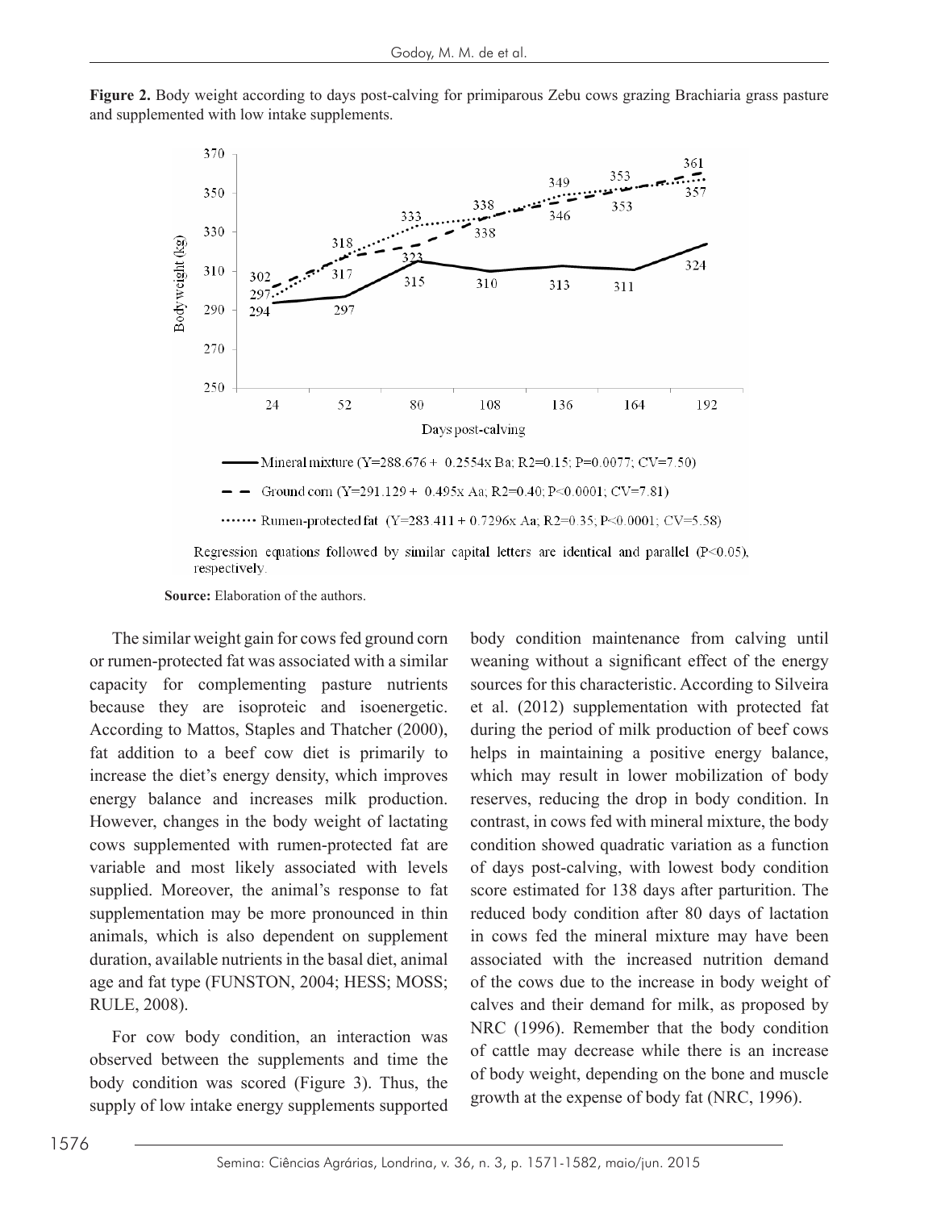**Figure 2.** Body weight according to days post-calving for primiparous Zebu cows grazing Brachiaria grass pasture and supplemented with low intake supplements.

**Source:** Elaboration of the authors.

The similar weight gain for cows fed ground corn or rumen-protected fat was associated with a similar capacity for complementing pasture nutrients because they are isoproteic and isoenergetic. According to Mattos, Staples and Thatcher (2000), fat addition to a beef cow diet is primarily to increase the diet's energy density, which improves energy balance and increases milk production. However, changes in the body weight of lactating cows supplemented with rumen-protected fat are variable and most likely associated with levels supplied. Moreover, the animal's response to fat supplementation may be more pronounced in thin animals, which is also dependent on supplement duration, available nutrients in the basal diet, animal age and fat type (FUNSTON, 2004; HESS; MOSS; RULE, 2008).

For cow body condition, an interaction was observed between the supplements and time the body condition was scored (Figure 3). Thus, the supply of low intake energy supplements supported body condition maintenance from calving until weaning without a significant effect of the energy sources for this characteristic. According to Silveira et al. (2012) supplementation with protected fat during the period of milk production of beef cows helps in maintaining a positive energy balance, which may result in lower mobilization of body reserves, reducing the drop in body condition. In contrast, in cows fed with mineral mixture, the body condition showed quadratic variation as a function of days post-calving, with lowest body condition score estimated for 138 days after parturition. The reduced body condition after 80 days of lactation in cows fed the mineral mixture may have been associated with the increased nutrition demand of the cows due to the increase in body weight of calves and their demand for milk, as proposed by NRC (1996). Remember that the body condition of cattle may decrease while there is an increase of body weight, depending on the bone and muscle growth at the expense of body fat (NRC, 1996).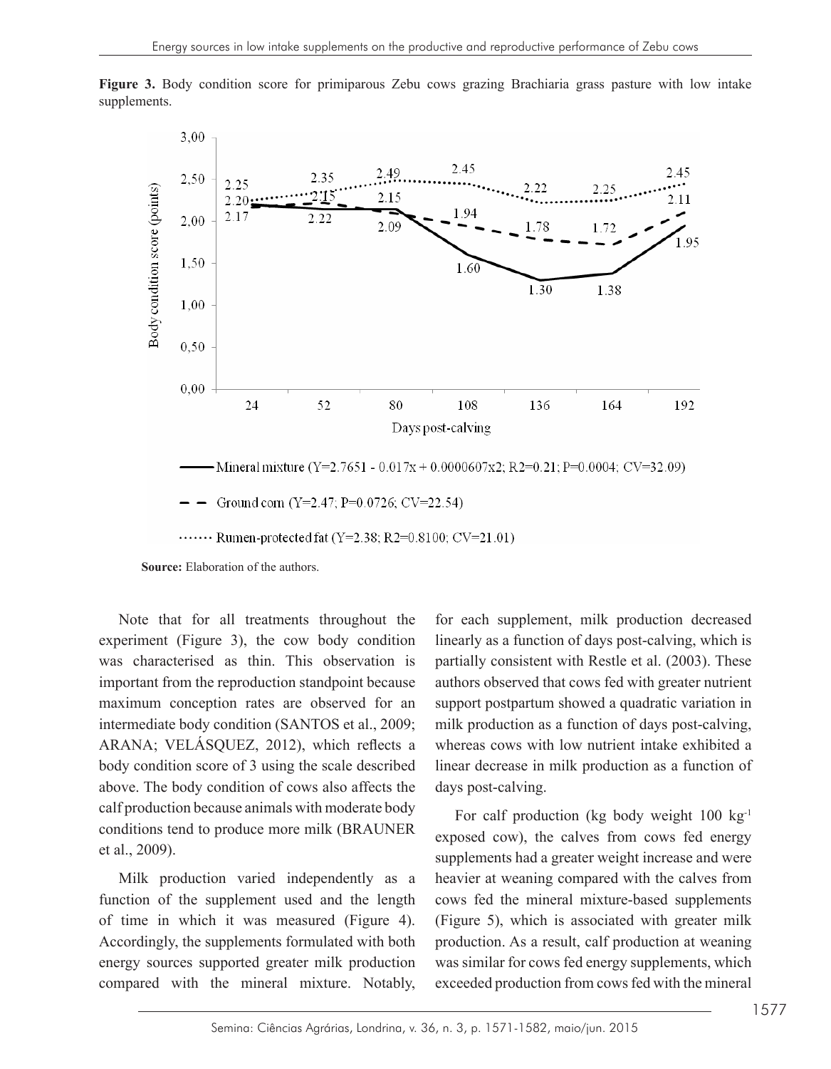**Figure 3.** Body condition score for primiparous Zebu cows grazing Brachiaria grass pasture with low intake supplements.

Mineral mixture ($Y=2.7651 - 0.017x + 0.0000607x^2$; $R^2=0.21$; $P=0.0004$; CV=32.09)

Ground corn ($Y=2.47$; $P=0.0726$; CV=22.54)

Rumen-protected fat ($Y=2.38$; $R^2=0.8100$; CV=21.01)

**Source:** Elaboration of the authors.

Note that for all treatments throughout the experiment (Figure 3), the cow body condition was characterised as thin. This observation is important from the reproduction standpoint because maximum conception rates are observed for an intermediate body condition (SANTOS et al., 2009; ARANA; VELÁSQUEZ, 2012), which reflects a body condition score of 3 using the scale described above. The body condition of cows also affects the calf production because animals with moderate body conditions tend to produce more milk (BRAUNER et al., 2009).

Milk production varied independently as a function of the supplement used and the length of time in which it was measured (Figure 4). Accordingly, the supplements formulated with both energy sources supported greater milk production compared with the mineral mixture. Notably, for each supplement, milk production decreased linearly as a function of days post-calving, which is partially consistent with Restle et al. (2003). These authors observed that cows fed with greater nutrient support postpartum showed a quadratic variation in milk production as a function of days post-calving, whereas cows with low nutrient intake exhibited a linear decrease in milk production as a function of days post-calving.

For calf production (kg body weight 100 $kg^{-1}$ exposed cow), the calves from cows fed energy supplements had a greater weight increase and were heavier at weaning compared with the calves from cows fed the mineral mixture-based supplements (Figure 5), which is associated with greater milk production. As a result, calf production at weaning was similar for cows fed energy supplements, which exceeded production from cows fed with the mineral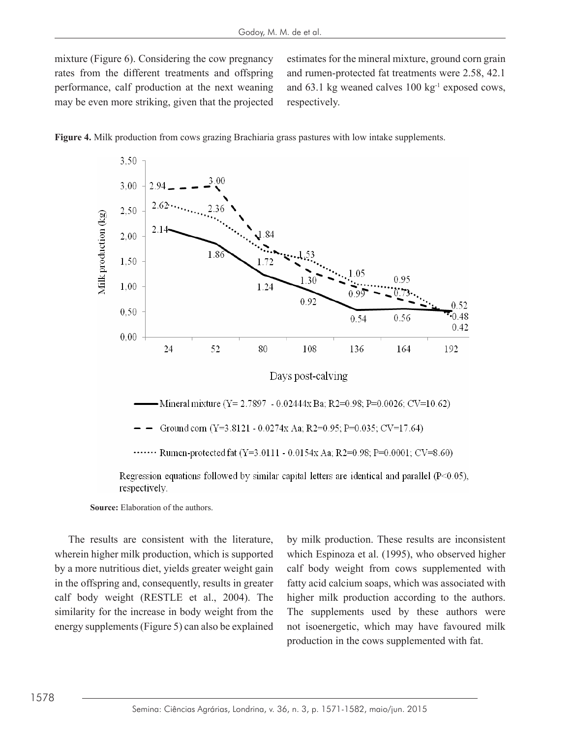mixture (Figure 6). Considering the cow pregnancy rates from the different treatments and offspring performance, calf production at the next weaning may be even more striking, given that the projected estimates for the mineral mixture, ground corn grain and rumen-protected fat treatments were 2.58, 42.1 and 63.1 kg weaned calves 100 kg$^{-1}$ exposed cows, respectively.

**Figure 4.** Milk production from cows grazing Brachiaria grass pastures with low intake supplements.

Mineral mixture (Y= 2.7897 - 0.02444x Ba; R2=0.98; P=0.0026; CV=10.62)

Ground corn (Y=3.8121 - 0.0274x Aa; R2=0.95; P=0.035; CV=17.64)

Rumen-protected fat (Y=3.0111 - 0.0154x Aa; R2=0.98; P=0.0001; CV=8.60)

Regression equations followed by similar capital letters are identical and parallel (P<0.05), respectively.

**Source:** Elaboration of the authors.

The results are consistent with the literature, wherein higher milk production, which is supported by a more nutritious diet, yields greater weight gain in the offspring and, consequently, results in greater calf body weight (RESTLE et al., 2004). The similarity for the increase in body weight from the energy supplements (Figure 5) can also be explained by milk production. These results are inconsistent which Espinoza et al. (1995), who observed higher calf body weight from cows supplemented with fatty acid calcium soaps, which was associated with higher milk production according to the authors. The supplements used by these authors were not isoenergetic, which may have favoured milk production in the cows supplemented with fat.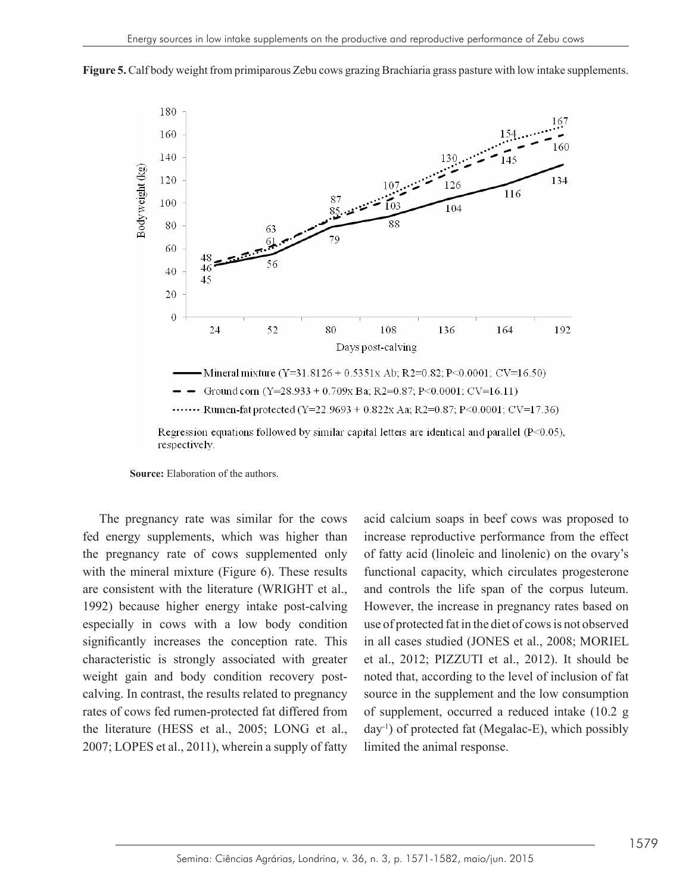**Figure 5.** Calf body weight from primiparous Zebu cows grazing Brachiaria grass pasture with low intake supplements.

Mineral mixture ($Y=31.8126 + 0.5351x$ Ab; $R2=0.82$; $P<0.0001$; $CV=16.50$)

Ground corn ($Y=28.933 + 0.709x$ Ba; $R2=0.87$; $P<0.0001$; $CV=16.11$)

Rumen-fat protected ($Y=22.9693 + 0.822x$ Aa; $R2=0.87$; $P<0.0001$; $CV=17.36$)

Regression equations followed by similar capital letters are identical and parallel ($P<0.05$), respectively.

**Source:** Elaboration of the authors.

The pregnancy rate was similar for the cows fed energy supplements, which was higher than the pregnancy rate of cows supplemented only with the mineral mixture (Figure 6). These results are consistent with the literature (WRIGHT et al., 1992) because higher energy intake post-calving especially in cows with a low body condition significantly increases the conception rate. This characteristic is strongly associated with greater weight gain and body condition recovery post-calving. In contrast, the results related to pregnancy rates of cows fed rumen-protected fat differed from the literature (HESS et al., 2005; LONG et al., 2007; LOPES et al., 2011), wherein a supply of fatty acid calcium soaps in beef cows was proposed to increase reproductive performance from the effect of fatty acid (linoleic and linolenic) on the ovary's functional capacity, which circulates progesterone and controls the life span of the corpus luteum. However, the increase in pregnancy rates based on use of protected fat in the diet of cows is not observed in all cases studied (JONES et al., 2008; MORIEL et al., 2012; PIZZUTI et al., 2012). It should be noted that, according to the level of inclusion of fat source in the supplement and the low consumption of supplement, occurred a reduced intake (10.2 g $day^{-1}$) of protected fat (Megalac-E), which possibly limited the animal response.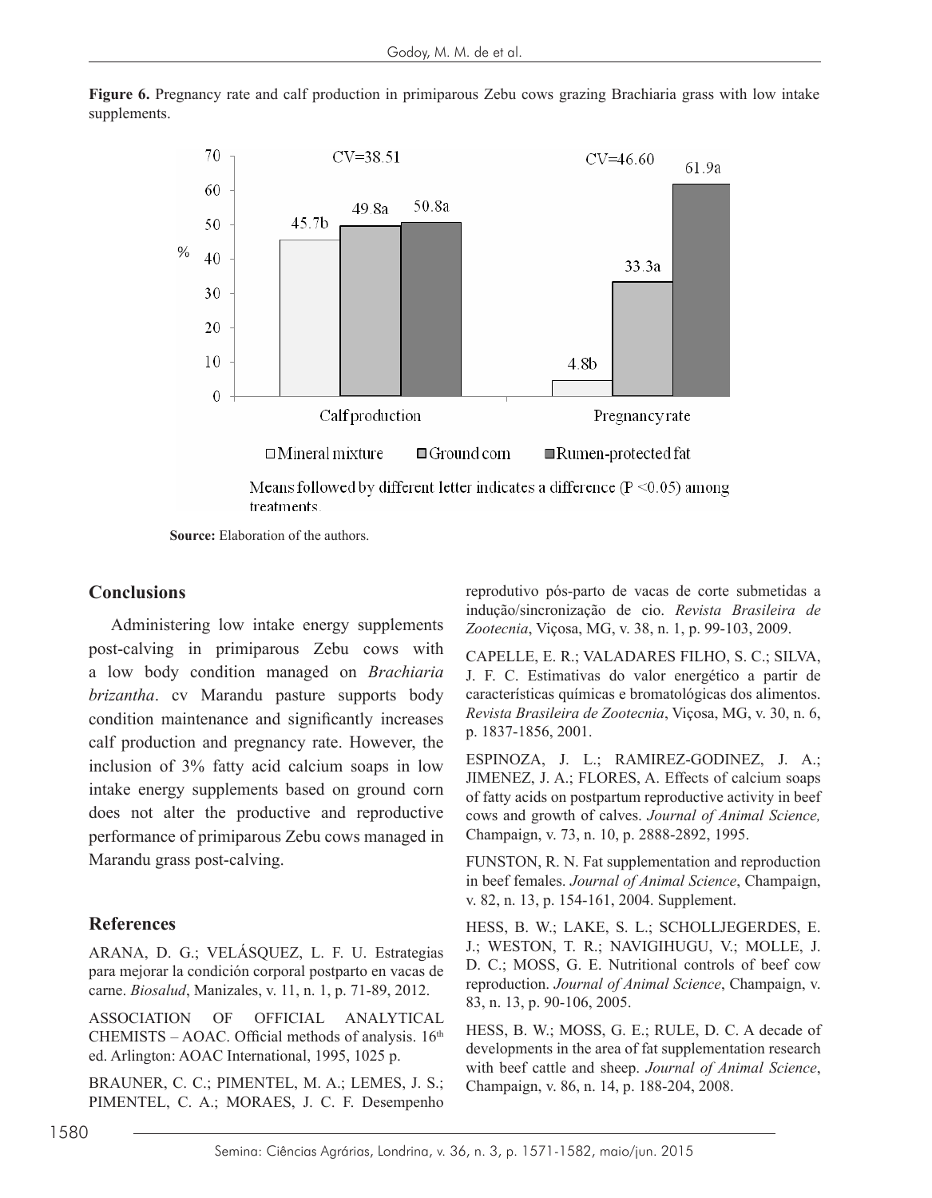**Figure 6.** Pregnancy rate and calf production in primiparous Zebu cows grazing Brachiaria grass with low intake supplements.

**Source:** Elaboration of the authors.

## Conclusions

Administering low intake energy supplements post-calving in primiparous Zebu cows with a low body condition managed on *Brachiaria brizantha*. cv Marandu pasture supports body condition maintenance and significantly increases calf production and pregnancy rate. However, the inclusion of 3% fatty acid calcium soaps in low intake energy supplements based on ground corn does not alter the productive and reproductive performance of primiparous Zebu cows managed in Marandu grass post-calving.

## References

ARANA, D. G.; VELÁSQUEZ, L. F. U. Estrategias para mejorar la condición corporal postparto en vacas de carne. *Biosalud*, Manizales, v. 11, n. 1, p. 71-89, 2012.

ASSOCIATION OF OFFICIAL ANALYTICAL CHEMISTS – AOAC. Official methods of analysis. 16th ed. Arlington: AOAC International, 1995, 1025 p.

BRAUNER, C. C.; PIMENTEL, M. A.; LEMES, J. S.; PIMENTEL, C. A.; MORAES, J. C. F. Desempenho reprodutivo pós-parto de vacas de corte submetidas a indução/sincronização de cio. *Revista Brasileira de Zootecnia*, Viçosa, MG, v. 38, n. 1, p. 99-103, 2009.

CAPELLE, E. R.; VALADARES FILHO, S. C.; SILVA, J. F. C. Estimativas do valor energético a partir de características químicas e bromatológicas dos alimentos. *Revista Brasileira de Zootecnia*, Viçosa, MG, v. 30, n. 6, p. 1837-1856, 2001.

ESPINOZA, J. L.; RAMIREZ-GODINEZ, J. A.; JIMENEZ, J. A.; FLORES, A. Effects of calcium soaps of fatty acids on postpartum reproductive activity in beef cows and growth of calves. *Journal of Animal Science,* Champaign, v. 73, n. 10, p. 2888-2892, 1995.

FUNSTON, R. N. Fat supplementation and reproduction in beef females. *Journal of Animal Science*, Champaign, v. 82, n. 13, p. 154-161, 2004. Supplement.

HESS, B. W.; LAKE, S. L.; SCHOLLJEGERDES, E. J.; WESTON, T. R.; NAVIGIHUGU, V.; MOLLE, J. D. C.; MOSS, G. E. Nutritional controls of beef cow reproduction. *Journal of Animal Science*, Champaign, v. 83, n. 13, p. 90-106, 2005.

HESS, B. W.; MOSS, G. E.; RULE, D. C. A decade of developments in the area of fat supplementation research with beef cattle and sheep. *Journal of Animal Science*, Champaign, v. 86, n. 14, p. 188-204, 2008.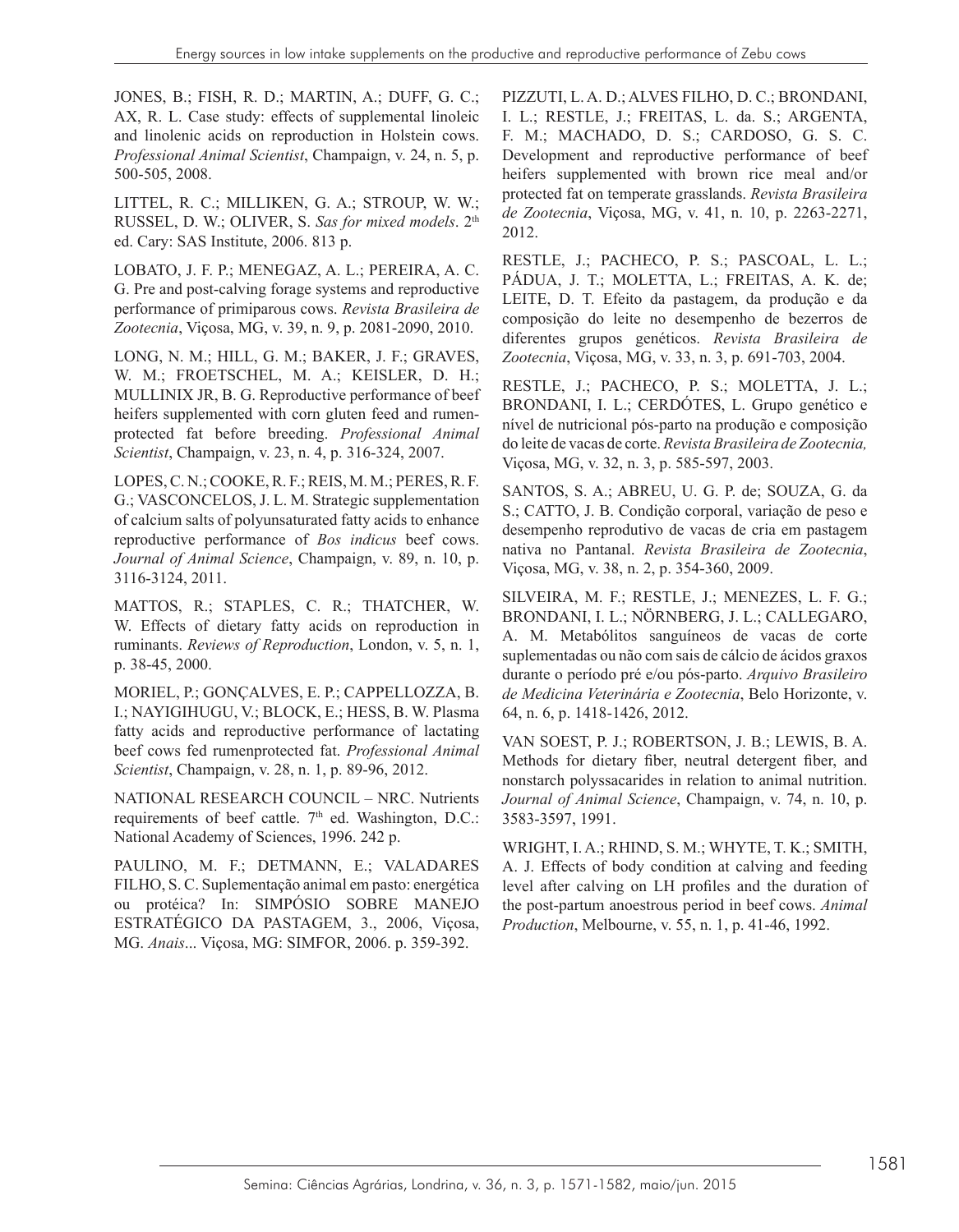JONES, B.; FISH, R. D.; MARTIN, A.; DUFF, G. C.; AX, R. L. Case study: effects of supplemental linoleic and linolenic acids on reproduction in Holstein cows. *Professional Animal Scientist*, Champaign, v. 24, n. 5, p. 500-505, 2008.

LITTEL, R. C.; MILLIKEN, G. A.; STROUP, W. W.; RUSSEL, D. W.; OLIVER, S. *Sas for mixed models*. 2th ed. Cary: SAS Institute, 2006. 813 p.

LOBATO, J. F. P.; MENEGAZ, A. L.; PEREIRA, A. C. G. Pre and post-calving forage systems and reproductive performance of primiparous cows. *Revista Brasileira de Zootecnia*, Viçosa, MG, v. 39, n. 9, p. 2081-2090, 2010.

LONG, N. M.; HILL, G. M.; BAKER, J. F.; GRAVES, W. M.; FROETSCHEL, M. A.; KEISLER, D. H.; MULLINIX JR, B. G. Reproductive performance of beef heifers supplemented with corn gluten feed and rumen-protected fat before breeding. *Professional Animal Scientist*, Champaign, v. 23, n. 4, p. 316-324, 2007.

LOPES, C. N.; COOKE, R. F.; REIS, M. M.; PERES, R. F. G.; VASCONCELOS, J. L. M. Strategic supplementation of calcium salts of polyunsaturated fatty acids to enhance reproductive performance of *Bos indicus* beef cows. *Journal of Animal Science*, Champaign, v. 89, n. 10, p. 3116-3124, 2011.

MATTOS, R.; STAPLES, C. R.; THATCHER, W. W. Effects of dietary fatty acids on reproduction in ruminants. *Reviews of Reproduction*, London, v. 5, n. 1, p. 38-45, 2000.

MORIEL, P.; GONÇALVES, E. P.; CAPPELLOZZA, B. I.; NAYIGIHUGU, V.; BLOCK, E.; HESS, B. W. Plasma fatty acids and reproductive performance of lactating beef cows fed rumenprotected fat. *Professional Animal Scientist*, Champaign, v. 28, n. 1, p. 89-96, 2012.

NATIONAL RESEARCH COUNCIL – NRC. Nutrients requirements of beef cattle. 7th ed. Washington, D.C.: National Academy of Sciences, 1996. 242 p.

PAULINO, M. F.; DETMANN, E.; VALADARES FILHO, S. C. Suplementação animal em pasto: energética ou protéica? In: SIMPÓSIO SOBRE MANEJO ESTRATÉGICO DA PASTAGEM, 3., 2006, Viçosa, MG. *Anais*... Viçosa, MG: SIMFOR, 2006. p. 359-392.

PIZZUTI, L. A. D.; ALVES FILHO, D. C.; BRONDANI, I. L.; RESTLE, J.; FREITAS, L. da. S.; ARGENTA, F. M.; MACHADO, D. S.; CARDOSO, G. S. C. Development and reproductive performance of beef heifers supplemented with brown rice meal and/or protected fat on temperate grasslands. *Revista Brasileira de Zootecnia*, Viçosa, MG, v. 41, n. 10, p. 2263-2271, 2012.

RESTLE, J.; PACHECO, P. S.; PASCOAL, L. L.; PÁDUA, J. T.; MOLETTA, L.; FREITAS, A. K. de; LEITE, D. T. Efeito da pastagem, da produção e da composição do leite no desempenho de bezerros de diferentes grupos genéticos. *Revista Brasileira de Zootecnia*, Viçosa, MG, v. 33, n. 3, p. 691-703, 2004.

RESTLE, J.; PACHECO, P. S.; MOLETTA, J. L.; BRONDANI, I. L.; CERDÓTES, L. Grupo genético e nível de nutricional pós-parto na produção e composição do leite de vacas de corte. *Revista Brasileira de Zootecnia,* Viçosa, MG, v. 32, n. 3, p. 585-597, 2003.

SANTOS, S. A.; ABREU, U. G. P. de; SOUZA, G. da S.; CATTO, J. B. Condição corporal, variação de peso e desempenho reprodutivo de vacas de cria em pastagem nativa no Pantanal. *Revista Brasileira de Zootecnia*, Viçosa, MG, v. 38, n. 2, p. 354-360, 2009.

SILVEIRA, M. F.; RESTLE, J.; MENEZES, L. F. G.; BRONDANI, I. L.; NÖRNBERG, J. L.; CALLEGARO, A. M. Metabólitos sanguíneos de vacas de corte suplementadas ou não com sais de cálcio de ácidos graxos durante o período pré e/ou pós-parto. *Arquivo Brasileiro de Medicina Veterinária e Zootecnia*, Belo Horizonte, v. 64, n. 6, p. 1418-1426, 2012.

VAN SOEST, P. J.; ROBERTSON, J. B.; LEWIS, B. A. Methods for dietary fiber, neutral detergent fiber, and nonstarch polyssacarides in relation to animal nutrition. *Journal of Animal Science*, Champaign, v. 74, n. 10, p. 3583-3597, 1991.

WRIGHT, I. A.; RHIND, S. M.; WHYTE, T. K.; SMITH, A. J. Effects of body condition at calving and feeding level after calving on LH profiles and the duration of the post-partum anoestrous period in beef cows. *Animal Production*, Melbourne, v. 55, n. 1, p. 41-46, 1992.